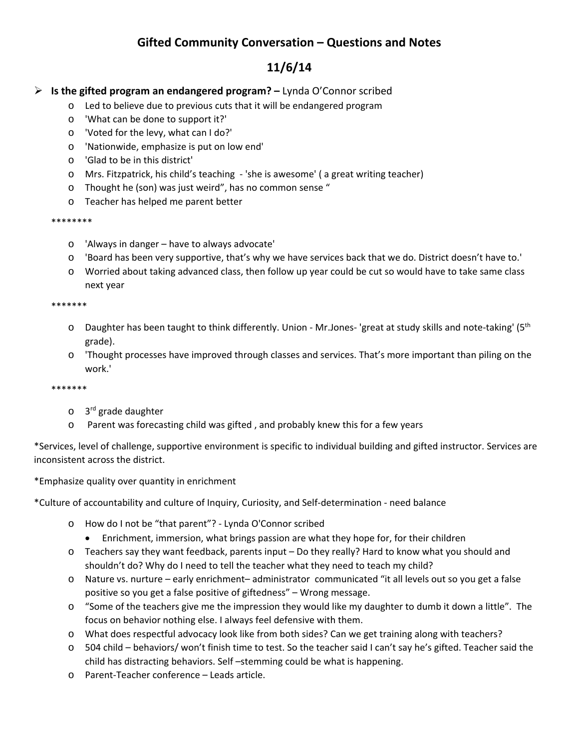# Gifted Community Conversation – Questions and Notes

## 11/6/14

- **Is the gifted program an endangered program? –** Lynda O'Connor scribed
  - Led to believe due to previous cuts that it will be endangered program
  - 'What can be done to support it?'
  - 'Voted for the levy, what can I do?'
  - 'Nationwide, emphasize is put on low end'
  - 'Glad to be in this district'
  - Mrs. Fitzpatrick, his child's teaching - 'she is awesome' ( a great writing teacher)
  - Thought he (son) was just weird", has no common sense "
  - Teacher has helped me parent better

********

  - 'Always in danger – have to always advocate'
  - 'Board has been very supportive, that's why we have services back that we do. District doesn't have to.'
  - Worried about taking advanced class, then follow up year could be cut so would have to take same class next year

*******

  - Daughter has been taught to think differently. Union - Mr.Jones- 'great at study skills and note-taking' (5th grade).
  - 'Thought processes have improved through classes and services. That's more important than piling on the work.'

*******

  - 3rd grade daughter
  - Parent was forecasting child was gifted , and probably knew this for a few years

*Services, level of challenge, supportive environment is specific to individual building and gifted instructor. Services are inconsistent across the district.

*Emphasize quality over quantity in enrichment

*Culture of accountability and culture of Inquiry, Curiosity, and Self-determination - need balance

  - How do I not be "that parent"? - Lynda O'Connor scribed
    - Enrichment, immersion, what brings passion are what they hope for, for their children
  - Teachers say they want feedback, parents input – Do they really? Hard to know what you should and shouldn't do? Why do I need to tell the teacher what they need to teach my child?
  - Nature vs. nurture – early enrichment– administrator communicated "it all levels out so you get a false positive so you get a false positive of giftedness" – Wrong message.
  - "Some of the teachers give me the impression they would like my daughter to dumb it down a little". The focus on behavior nothing else. I always feel defensive with them.
  - What does respectful advocacy look like from both sides? Can we get training along with teachers?
  - 504 child – behaviors/ won't finish time to test. So the teacher said I can't say he's gifted. Teacher said the child has distracting behaviors. Self –stemming could be what is happening.
  - Parent-Teacher conference – Leads article.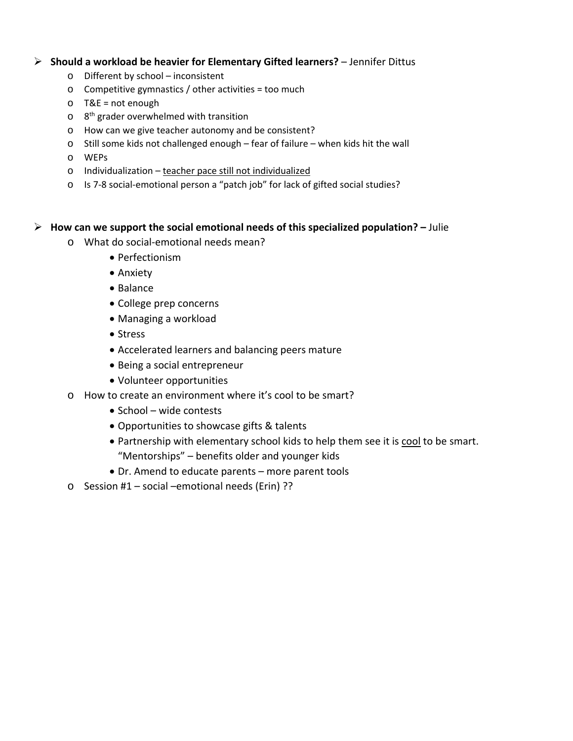- **Should a workload be heavier for Elementary Gifted learners?** – Jennifer Dittus
  - Different by school – inconsistent
  - Competitive gymnastics / other activities = too much
  - T&E = not enough
  - 8th grader overwhelmed with transition
  - How can we give teacher autonomy and be consistent?
  - Still some kids not challenged enough – fear of failure – when kids hit the wall
  - WEPs
  - Individualization – <u>teacher pace still not individualized</u>
  - Is 7-8 social-emotional person a "patch job" for lack of gifted social studies?

- **How can we support the social emotional needs of this specialized population? –** Julie
  - What do social-emotional needs mean?
    - Perfectionism
    - Anxiety
    - Balance
    - College prep concerns
    - Managing a workload
    - Stress
    - Accelerated learners and balancing peers mature
    - Being a social entrepreneur
    - Volunteer opportunities
  - How to create an environment where it's cool to be smart?
    - School – wide contests
    - Opportunities to showcase gifts & talents
    - Partnership with elementary school kids to help them see it is <u>cool</u> to be smart. "Mentorships" – benefits older and younger kids
    - Dr. Amend to educate parents – more parent tools
  - Session #1 – social –emotional needs (Erin) ??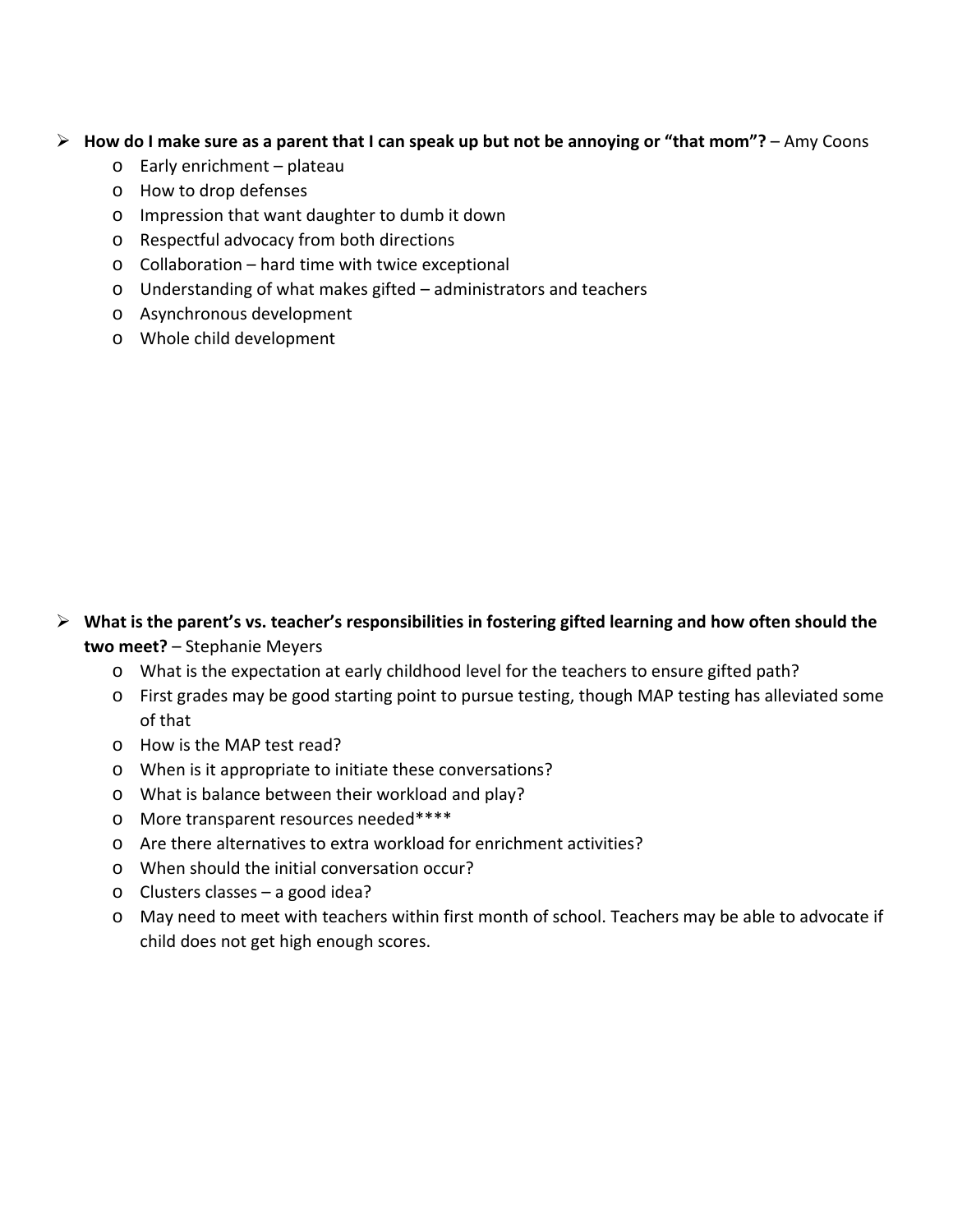- **How do I make sure as a parent that I can speak up but not be annoying or "that mom"?** – Amy Coons
  - Early enrichment – plateau
  - How to drop defenses
  - Impression that want daughter to dumb it down
  - Respectful advocacy from both directions
  - Collaboration – hard time with twice exceptional
  - Understanding of what makes gifted – administrators and teachers
  - Asynchronous development
  - Whole child development

- **What is the parent's vs. teacher's responsibilities in fostering gifted learning and how often should the two meet?** – Stephanie Meyers
  - What is the expectation at early childhood level for the teachers to ensure gifted path?
  - First grades may be good starting point to pursue testing, though MAP testing has alleviated some of that
  - How is the MAP test read?
  - When is it appropriate to initiate these conversations?
  - What is balance between their workload and play?
  - More transparent resources needed****
  - Are there alternatives to extra workload for enrichment activities?
  - When should the initial conversation occur?
  - Clusters classes – a good idea?
  - May need to meet with teachers within first month of school. Teachers may be able to advocate if child does not get high enough scores.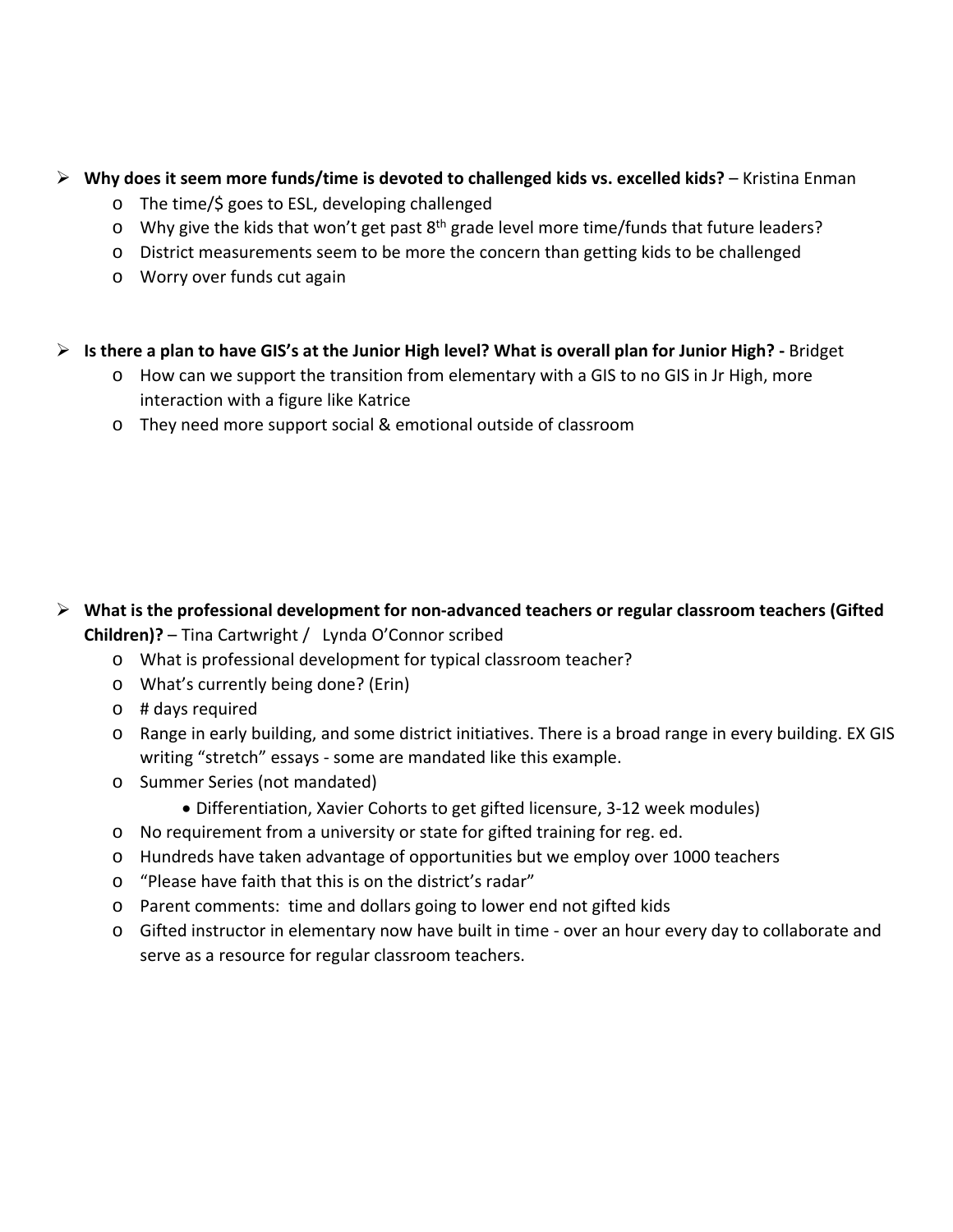- **Why does it seem more funds/time is devoted to challenged kids vs. excelled kids?** – Kristina Enman
  - The time/$ goes to ESL, developing challenged
  - Why give the kids that won't get past 8th grade level more time/funds that future leaders?
  - District measurements seem to be more the concern than getting kids to be challenged
  - Worry over funds cut again

- **Is there a plan to have GIS's at the Junior High level? What is overall plan for Junior High? -** Bridget
  - How can we support the transition from elementary with a GIS to no GIS in Jr High, more interaction with a figure like Katrice
  - They need more support social & emotional outside of classroom

- **What is the professional development for non-advanced teachers or regular classroom teachers (Gifted Children)?** – Tina Cartwright / Lynda O'Connor scribed
  - What is professional development for typical classroom teacher?
  - What's currently being done? (Erin)
  - # days required
  - Range in early building, and some district initiatives. There is a broad range in every building. EX GIS writing "stretch" essays - some are mandated like this example.
  - Summer Series (not mandated)
    - Differentiation, Xavier Cohorts to get gifted licensure, 3-12 week modules)
  - No requirement from a university or state for gifted training for reg. ed.
  - Hundreds have taken advantage of opportunities but we employ over 1000 teachers
  - "Please have faith that this is on the district's radar"
  - Parent comments: time and dollars going to lower end not gifted kids
  - Gifted instructor in elementary now have built in time - over an hour every day to collaborate and serve as a resource for regular classroom teachers.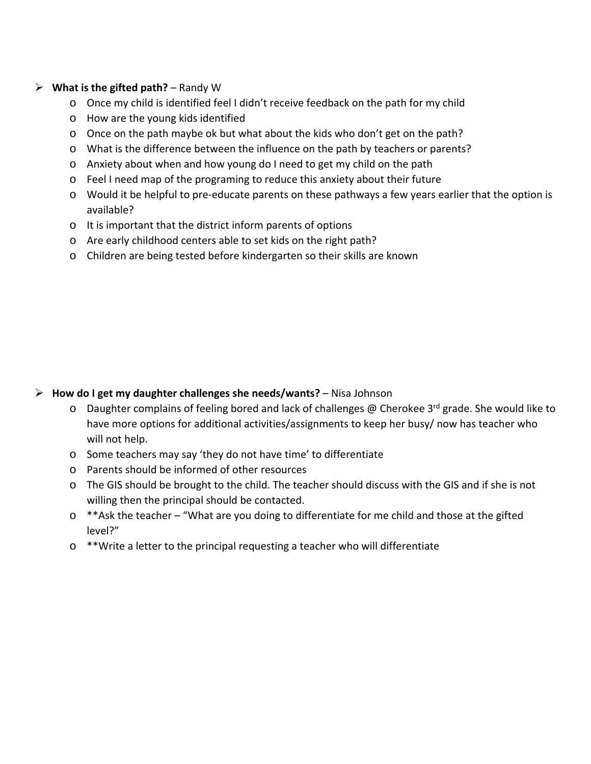- **What is the gifted path?** – Randy W
    - Once my child is identified feel I didn't receive feedback on the path for my child
    - How are the young kids identified
    - Once on the path maybe ok but what about the kids who don't get on the path?
    - What is the difference between the influence on the path by teachers or parents?
    - Anxiety about when and how young do I need to get my child on the path
    - Feel I need map of the programing to reduce this anxiety about their future
    - Would it be helpful to pre-educate parents on these pathways a few years earlier that the option is available?
    - It is important that the district inform parents of options
    - Are early childhood centers able to set kids on the right path?
    - Children are being tested before kindergarten so their skills are known

- **How do I get my daughter challenges she needs/wants?** – Nisa Johnson
    - Daughter complains of feeling bored and lack of challenges @ Cherokee 3rd grade. She would like to have more options for additional activities/assignments to keep her busy/ now has teacher who will not help.
    - Some teachers may say 'they do not have time' to differentiate
    - Parents should be informed of other resources
    - The GIS should be brought to the child. The teacher should discuss with the GIS and if she is not willing then the principal should be contacted.
    - **Ask the teacher – "What are you doing to differentiate for me child and those at the gifted level?"
    - **Write a letter to the principal requesting a teacher who will differentiate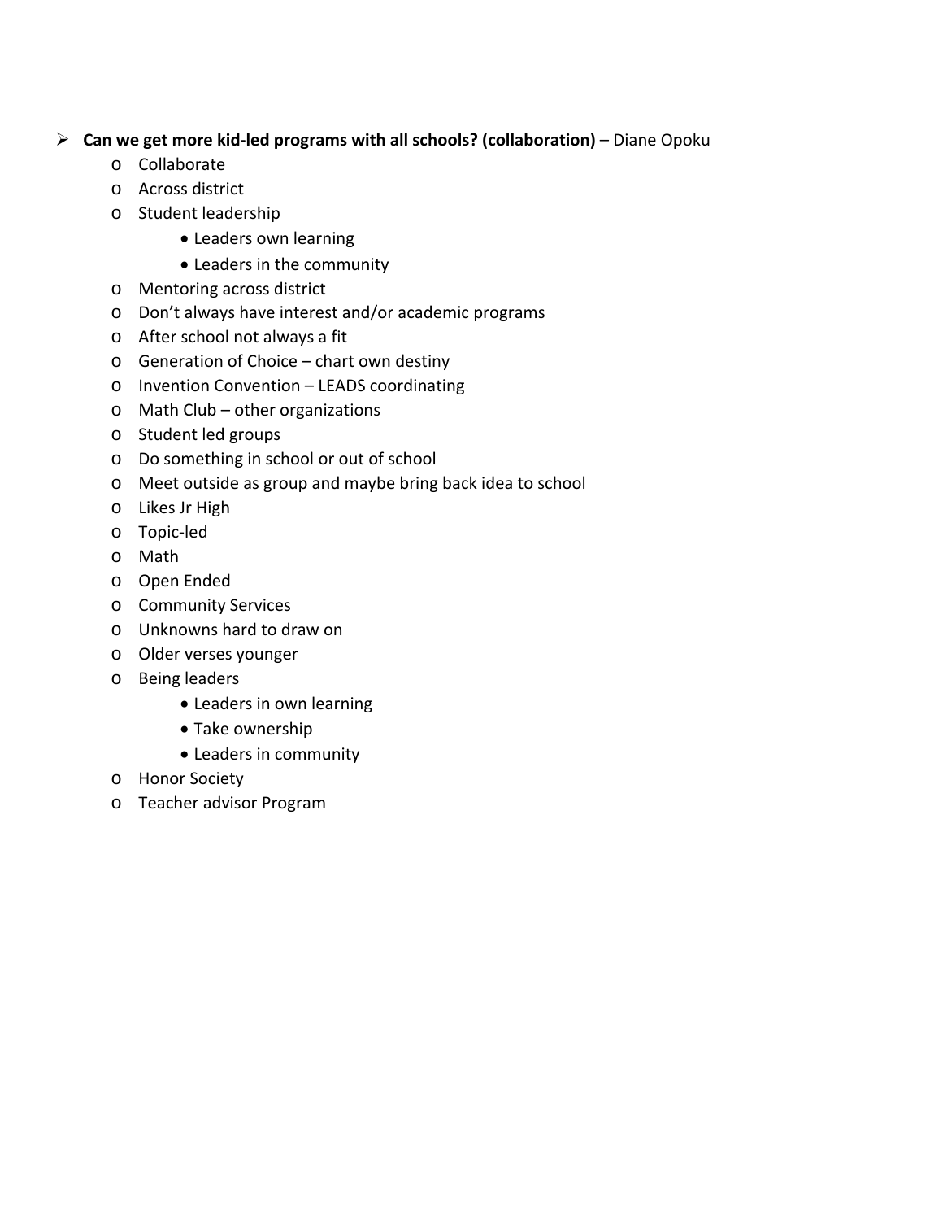- **Can we get more kid-led programs with all schools? (collaboration)** – Diane Opoku
  - Collaborate
  - Across district
  - Student leadership
    - Leaders own learning
    - Leaders in the community
  - Mentoring across district
  - Don't always have interest and/or academic programs
  - After school not always a fit
  - Generation of Choice – chart own destiny
  - Invention Convention – LEADS coordinating
  - Math Club – other organizations
  - Student led groups
  - Do something in school or out of school
  - Meet outside as group and maybe bring back idea to school
  - Likes Jr High
  - Topic-led
  - Math
  - Open Ended
  - Community Services
  - Unknowns hard to draw on
  - Older verses younger
  - Being leaders
    - Leaders in own learning
    - Take ownership
    - Leaders in community
  - Honor Society
  - Teacher advisor Program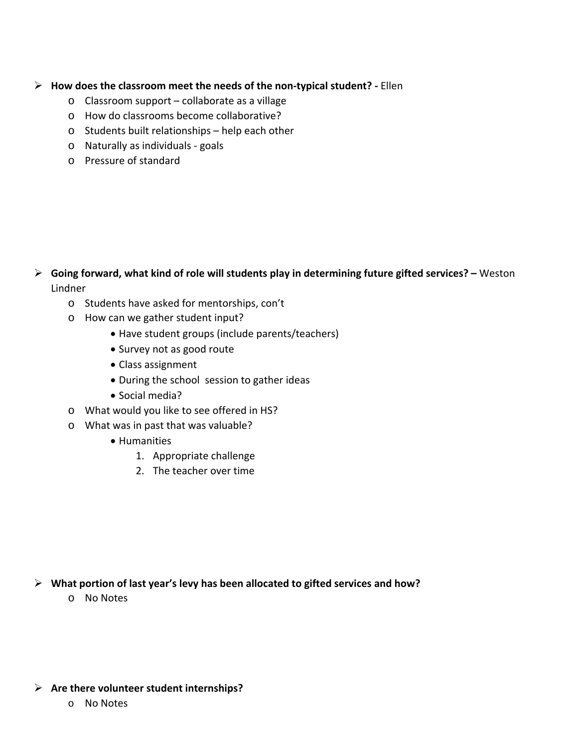- **How does the classroom meet the needs of the non-typical student? -** Ellen
  - Classroom support – collaborate as a village
  - How do classrooms become collaborative?
  - Students built relationships – help each other
  - Naturally as individuals - goals
  - Pressure of standard

- **Going forward, what kind of role will students play in determining future gifted services? –** Weston Lindner
  - Students have asked for mentorships, con't
  - How can we gather student input?
    - Have student groups (include parents/teachers)
    - Survey not as good route
    - Class assignment
    - During the school session to gather ideas
    - Social media?
  - What would you like to see offered in HS?
  - What was in past that was valuable?
    - Humanities
      1. Appropriate challenge
      2. The teacher over time

- **What portion of last year's levy has been allocated to gifted services and how?**
  - No Notes

- **Are there volunteer student internships?**
  - No Notes